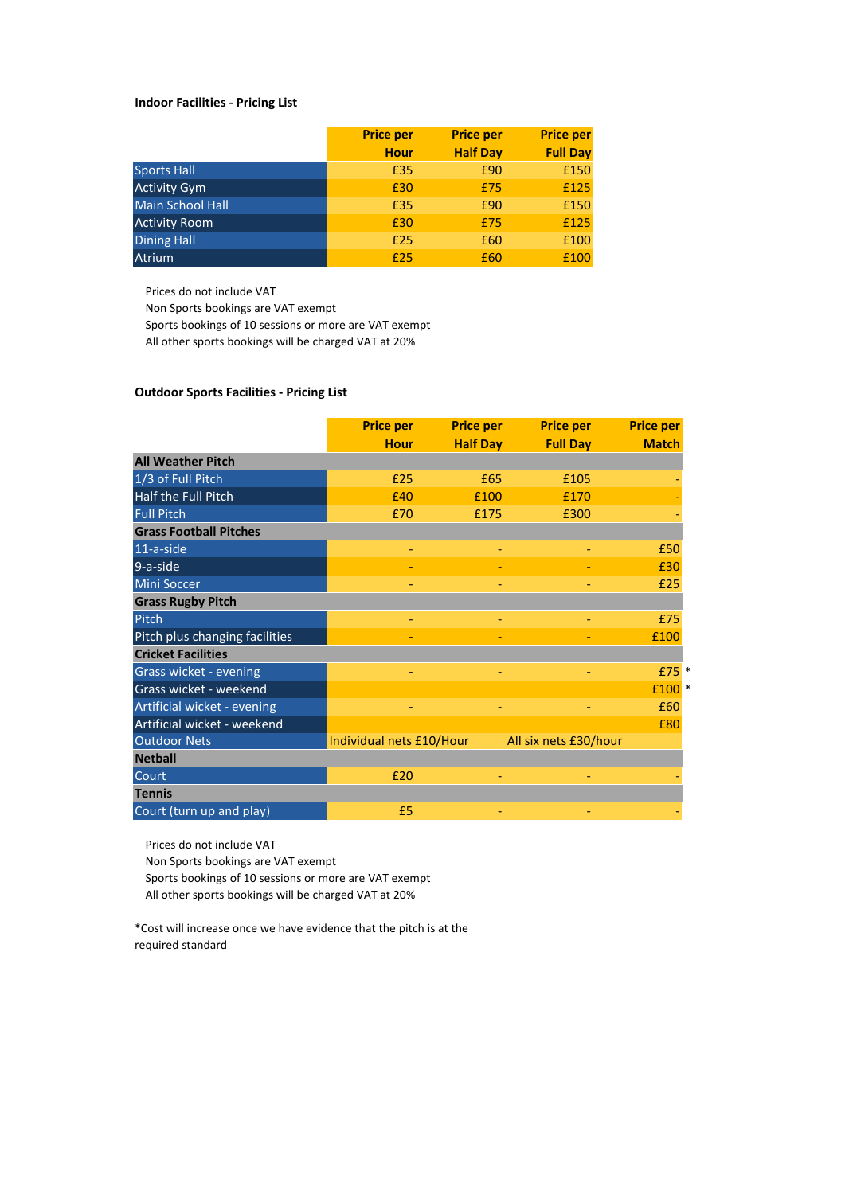**Indoor Facilities - Pricing List**

| | Price per Hour | Price per Half Day | Price per Full Day |
|---|---|---|---|
| Sports Hall | £35 | £90 | £150 |
| Activity Gym | £30 | £75 | £125 |
| Main School Hall | £35 | £90 | £150 |
| Activity Room | £30 | £75 | £125 |
| Dining Hall | £25 | £60 | £100 |
| Atrium | £25 | £60 | £100 |

Prices do not include VAT
Non Sports bookings are VAT exempt
Sports bookings of 10 sessions or more are VAT exempt
All other sports bookings will be charged VAT at 20%

**Outdoor Sports Facilities - Pricing List**

| | Price per Hour | Price per Half Day | Price per Full Day | Price per Match |
|---|---|---|---|---|
| **All Weather Pitch** | | | | |
| 1/3 of Full Pitch | £25 | £65 | £105 | - |
| Half the Full Pitch | £40 | £100 | £170 | - |
| Full Pitch | £70 | £175 | £300 | - |
| **Grass Football Pitches** | | | | |
| 11-a-side | - | - | - | £50 |
| 9-a-side | - | - | - | £30 |
| Mini Soccer | - | - | - | £25 |
| **Grass Rugby Pitch** | | | | |
| Pitch | - | - | - | £75 |
| Pitch plus changing facilities | - | - | - | £100 |
| **Cricket Facilities** | | | | |
| Grass wicket - evening | - | - | - | £75 * |
| Grass wicket - weekend | | | | £100 * |
| Artificial wicket - evening | - | - | - | £60 |
| Artificial wicket - weekend | | | | £80 |
| Outdoor Nets | Individual nets £10/Hour | | All six nets £30/hour | |
| **Netball** | | | | |
| Court | £20 | - | - | - |
| **Tennis** | | | | |
| Court (turn up and play) | £5 | - | - | - |

Prices do not include VAT
Non Sports bookings are VAT exempt
Sports bookings of 10 sessions or more are VAT exempt
All other sports bookings will be charged VAT at 20%

*Cost will increase once we have evidence that the pitch is at the required standard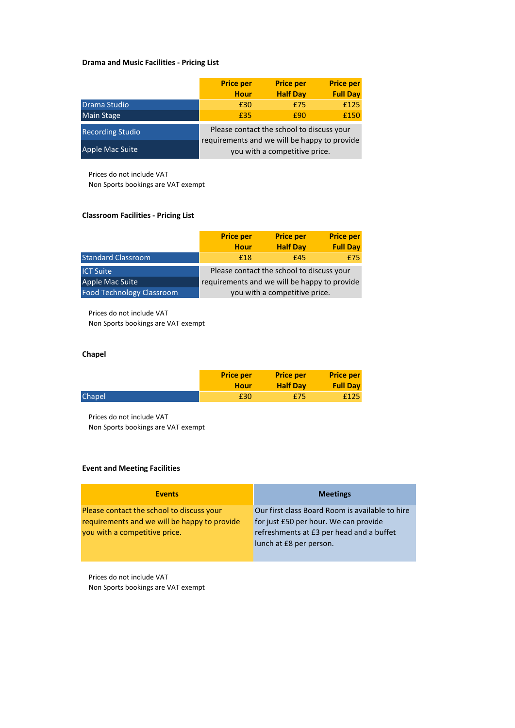**Drama and Music Facilities - Pricing List**

| | Price per Hour | Price per Half Day | Price per Full Day |
|---|---|---|---|
| Drama Studio | £30 | £75 | £125 |
| Main Stage | £35 | £90 | £150 |
| Recording Studio | Please contact the school to discuss your requirements and we will be happy to provide you with a competitive price. | | |
| Apple Mac Suite | | | |

Prices do not include VAT
Non Sports bookings are VAT exempt

**Classroom Facilities - Pricing List**

| | Price per Hour | Price per Half Day | Price per Full Day |
|---|---|---|---|
| Standard Classroom | £18 | £45 | £75 |
| ICT Suite | Please contact the school to discuss your requirements and we will be happy to provide you with a competitive price. | | |
| Apple Mac Suite | | | |
| Food Technology Classroom | | | |

Prices do not include VAT
Non Sports bookings are VAT exempt

**Chapel**

| | Price per Hour | Price per Half Day | Price per Full Day |
|---|---|---|---|
| Chapel | £30 | £75 | £125 |

Prices do not include VAT
Non Sports bookings are VAT exempt

**Event and Meeting Facilities**

| Events | Meetings |
|---|---|
| Please contact the school to discuss your requirements and we will be happy to provide you with a competitive price. | Our first class Board Room is available to hire for just £50 per hour. We can provide refreshments at £3 per head and a buffet lunch at £8 per person. |

Prices do not include VAT
Non Sports bookings are VAT exempt